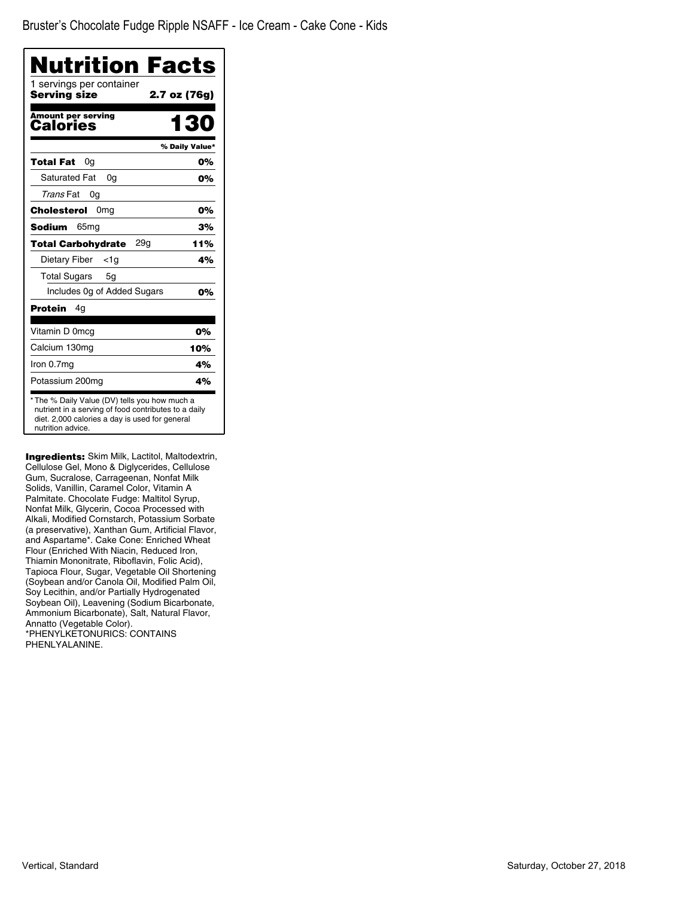# Bruster's Chocolate Fudge Ripple NSAFF - Ice Cream - Cake Cone - Kids

## Nutrition Facts

1 servings per container

**Serving size** **2.7 oz (76g)**

**Amount per serving**
**Calories** **130**

| | % Daily Value* |
|---|---|
| **Total Fat** 0g | **0%** |
| Saturated Fat 0g | **0%** |
| *Trans* Fat 0g | |
| **Cholesterol** 0mg | **0%** |
| **Sodium** 65mg | **3%** |
| **Total Carbohydrate** 29g | **11%** |
| Dietary Fiber <1g | **4%** |
| Total Sugars 5g | |
| Includes 0g of Added Sugars | **0%** |
| **Protein** 4g | |
| Vitamin D 0mcg | **0%** |
| Calcium 130mg | **10%** |
| Iron 0.7mg | **4%** |
| Potassium 200mg | **4%** |

* The % Daily Value (DV) tells you how much a nutrient in a serving of food contributes to a daily diet. 2,000 calories a day is used for general nutrition advice.

**Ingredients:** Skim Milk, Lactitol, Maltodextrin, Cellulose Gel, Mono & Diglycerides, Cellulose Gum, Sucralose, Carrageenan, Nonfat Milk Solids, Vanillin, Caramel Color, Vitamin A Palmitate. Chocolate Fudge: Maltitol Syrup, Nonfat Milk, Glycerin, Cocoa Processed with Alkali, Modified Cornstarch, Potassium Sorbate (a preservative), Xanthan Gum, Artificial Flavor, and Aspartame*. Cake Cone: Enriched Wheat Flour (Enriched With Niacin, Reduced Iron, Thiamin Mononitrate, Riboflavin, Folic Acid), Tapioca Flour, Sugar, Vegetable Oil Shortening (Soybean and/or Canola Oil, Modified Palm Oil, Soy Lecithin, and/or Partially Hydrogenated Soybean Oil), Leavening (Sodium Bicarbonate, Ammonium Bicarbonate), Salt, Natural Flavor, Annatto (Vegetable Color).
*PHENYLKETONURICS: CONTAINS PHENLYALANINE.

Vertical, Standard

Saturday, October 27, 2018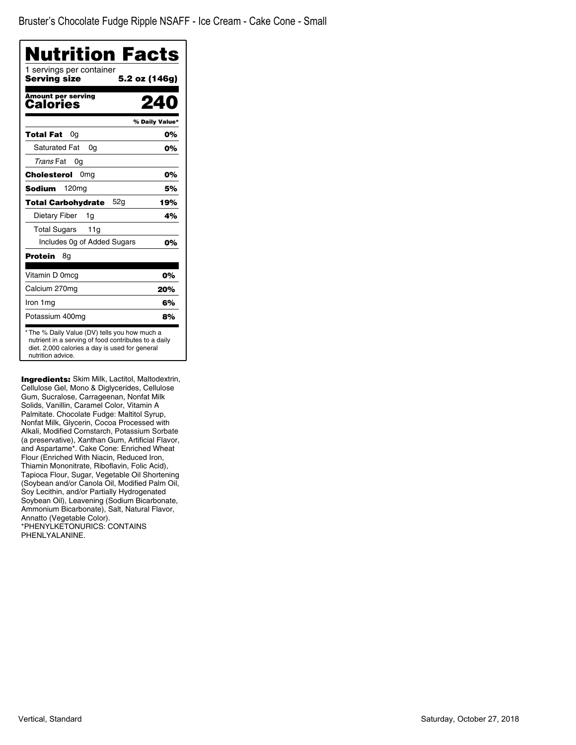Bruster's Chocolate Fudge Ripple NSAFF - Ice Cream - Cake Cone - Small

# Nutrition Facts

1 servings per container

**Serving size** **5.2 oz (146g)**

**Amount per serving**
**Calories** **240**

| | % Daily Value* |
|---|---|
| **Total Fat** 0g | **0%** |
| Saturated Fat 0g | **0%** |
| *Trans* Fat 0g | |
| **Cholesterol** 0mg | **0%** |
| **Sodium** 120mg | **5%** |
| **Total Carbohydrate** 52g | **19%** |
| Dietary Fiber 1g | **4%** |
| Total Sugars 11g | |
| Includes 0g of Added Sugars | **0%** |
| **Protein** 8g | |
| Vitamin D 0mcg | **0%** |
| Calcium 270mg | **20%** |
| Iron 1mg | **6%** |
| Potassium 400mg | **8%** |

* The % Daily Value (DV) tells you how much a nutrient in a serving of food contributes to a daily diet. 2,000 calories a day is used for general nutrition advice.

**Ingredients:** Skim Milk, Lactitol, Maltodextrin, Cellulose Gel, Mono & Diglycerides, Cellulose Gum, Sucralose, Carrageenan, Nonfat Milk Solids, Vanillin, Caramel Color, Vitamin A Palmitate. Chocolate Fudge: Maltitol Syrup, Nonfat Milk, Glycerin, Cocoa Processed with Alkali, Modified Cornstarch, Potassium Sorbate (a preservative), Xanthan Gum, Artificial Flavor, and Aspartame*. Cake Cone: Enriched Wheat Flour (Enriched With Niacin, Reduced Iron, Thiamin Mononitrate, Riboflavin, Folic Acid), Tapioca Flour, Sugar, Vegetable Oil Shortening (Soybean and/or Canola Oil, Modified Palm Oil, Soy Lecithin, and/or Partially Hydrogenated Soybean Oil), Leavening (Sodium Bicarbonate, Ammonium Bicarbonate), Salt, Natural Flavor, Annatto (Vegetable Color).
*PHENYLKETONURICS: CONTAINS PHENLYALANINE.

Vertical, Standard

Saturday, October 27, 2018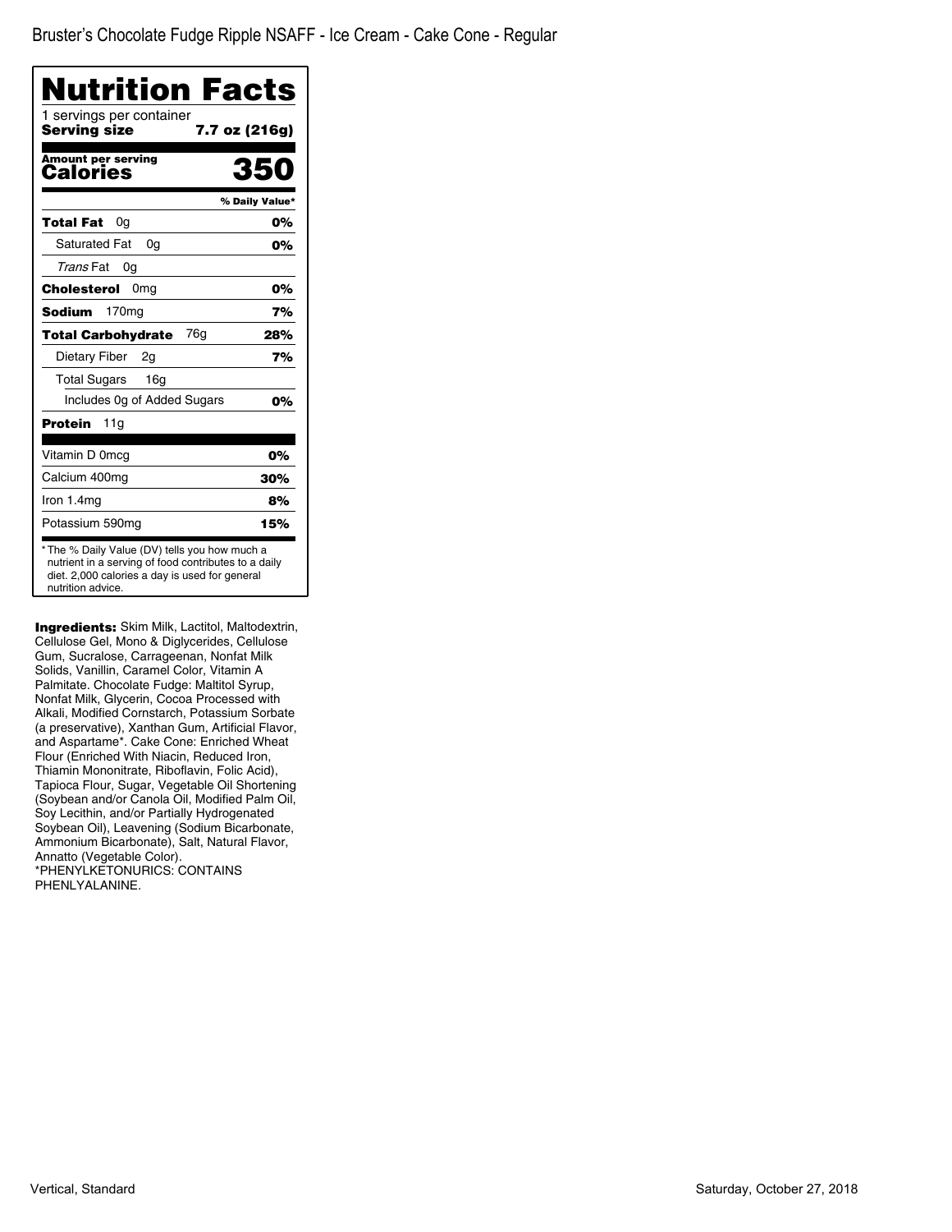Bruster's Chocolate Fudge Ripple NSAFF - Ice Cream - Cake Cone - Regular

# Nutrition Facts

1 servings per container

**Serving size** **7.7 oz (216g)**

**Amount per serving**

**Calories** **350**

| | % Daily Value* |
|---|---|
| **Total Fat** 0g | **0%** |
| Saturated Fat 0g | **0%** |
| *Trans* Fat 0g | |
| **Cholesterol** 0mg | **0%** |
| **Sodium** 170mg | **7%** |
| **Total Carbohydrate** 76g | **28%** |
| Dietary Fiber 2g | **7%** |
| Total Sugars 16g | |
| Includes 0g of Added Sugars | **0%** |
| **Protein** 11g | |
| Vitamin D 0mcg | **0%** |
| Calcium 400mg | **30%** |
| Iron 1.4mg | **8%** |
| Potassium 590mg | **15%** |

* The % Daily Value (DV) tells you how much a nutrient in a serving of food contributes to a daily diet. 2,000 calories a day is used for general nutrition advice.

**Ingredients:** Skim Milk, Lactitol, Maltodextrin, Cellulose Gel, Mono & Diglycerides, Cellulose Gum, Sucralose, Carrageenan, Nonfat Milk Solids, Vanillin, Caramel Color, Vitamin A Palmitate. Chocolate Fudge: Maltitol Syrup, Nonfat Milk, Glycerin, Cocoa Processed with Alkali, Modified Cornstarch, Potassium Sorbate (a preservative), Xanthan Gum, Artificial Flavor, and Aspartame*. Cake Cone: Enriched Wheat Flour (Enriched With Niacin, Reduced Iron, Thiamin Mononitrate, Riboflavin, Folic Acid), Tapioca Flour, Sugar, Vegetable Oil Shortening (Soybean and/or Canola Oil, Modified Palm Oil, Soy Lecithin, and/or Partially Hydrogenated Soybean Oil), Leavening (Sodium Bicarbonate, Ammonium Bicarbonate), Salt, Natural Flavor, Annatto (Vegetable Color).
*PHENYLKETONURICS: CONTAINS PHENLYALANINE.

Vertical, Standard

Saturday, October 27, 2018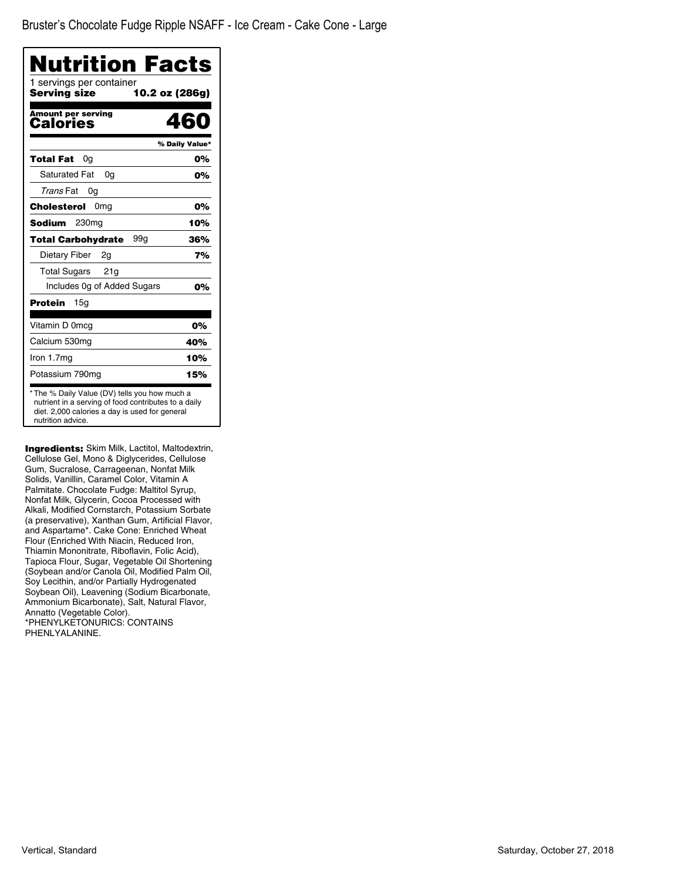Bruster's Chocolate Fudge Ripple NSAFF - Ice Cream - Cake Cone - Large

# Nutrition Facts

1 servings per container

**Serving size** **10.2 oz (286g)**

**Amount per serving**

**Calories** **460**

| | % Daily Value* |
|---|---|
| **Total Fat** 0g | **0%** |
| Saturated Fat 0g | **0%** |
| *Trans* Fat 0g | |
| **Cholesterol** 0mg | **0%** |
| **Sodium** 230mg | **10%** |
| **Total Carbohydrate** 99g | **36%** |
| Dietary Fiber 2g | **7%** |
| Total Sugars 21g | |
| Includes 0g of Added Sugars | **0%** |
| **Protein** 15g | |
| Vitamin D 0mcg | **0%** |
| Calcium 530mg | **40%** |
| Iron 1.7mg | **10%** |
| Potassium 790mg | **15%** |

* The % Daily Value (DV) tells you how much a nutrient in a serving of food contributes to a daily diet. 2,000 calories a day is used for general nutrition advice.

**Ingredients:** Skim Milk, Lactitol, Maltodextrin, Cellulose Gel, Mono & Diglycerides, Cellulose Gum, Sucralose, Carrageenan, Nonfat Milk Solids, Vanillin, Caramel Color, Vitamin A Palmitate. Chocolate Fudge: Maltitol Syrup, Nonfat Milk, Glycerin, Cocoa Processed with Alkali, Modified Cornstarch, Potassium Sorbate (a preservative), Xanthan Gum, Artificial Flavor, and Aspartame*. Cake Cone: Enriched Wheat Flour (Enriched With Niacin, Reduced Iron, Thiamin Mononitrate, Riboflavin, Folic Acid), Tapioca Flour, Sugar, Vegetable Oil Shortening (Soybean and/or Canola Oil, Modified Palm Oil, Soy Lecithin, and/or Partially Hydrogenated Soybean Oil), Leavening (Sodium Bicarbonate, Ammonium Bicarbonate), Salt, Natural Flavor, Annatto (Vegetable Color).
*PHENYLKETONURICS: CONTAINS PHENLYALANINE.

Vertical, Standard

Saturday, October 27, 2018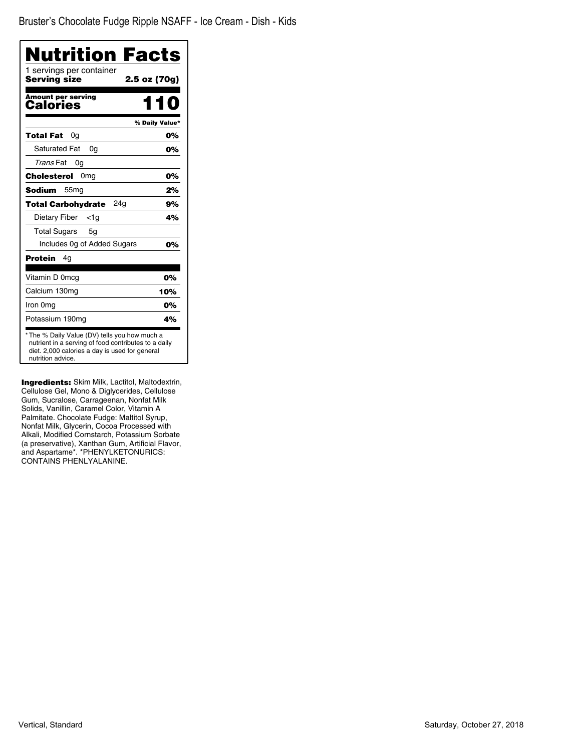Bruster's Chocolate Fudge Ripple NSAFF - Ice Cream - Dish - Kids

# Nutrition Facts

1 servings per container

**Serving size** **2.5 oz (70g)**

**Amount per serving**

**Calories** **110**

| | % Daily Value* |
|---|---|
| **Total Fat** 0g | **0%** |
| Saturated Fat 0g | **0%** |
| *Trans* Fat 0g | |
| **Cholesterol** 0mg | **0%** |
| **Sodium** 55mg | **2%** |
| **Total Carbohydrate** 24g | **9%** |
| Dietary Fiber <1g | **4%** |
| Total Sugars 5g | |
| Includes 0g of Added Sugars | **0%** |
| **Protein** 4g | |
| Vitamin D 0mcg | **0%** |
| Calcium 130mg | **10%** |
| Iron 0mg | **0%** |
| Potassium 190mg | **4%** |

* The % Daily Value (DV) tells you how much a nutrient in a serving of food contributes to a daily diet. 2,000 calories a day is used for general nutrition advice.

**Ingredients:** Skim Milk, Lactitol, Maltodextrin, Cellulose Gel, Mono & Diglycerides, Cellulose Gum, Sucralose, Carrageenan, Nonfat Milk Solids, Vanillin, Caramel Color, Vitamin A Palmitate. Chocolate Fudge: Maltitol Syrup, Nonfat Milk, Glycerin, Cocoa Processed with Alkali, Modified Cornstarch, Potassium Sorbate (a preservative), Xanthan Gum, Artificial Flavor, and Aspartame*. *PHENYLKETONURICS: CONTAINS PHENLYALANINE.

Vertical, Standard

Saturday, October 27, 2018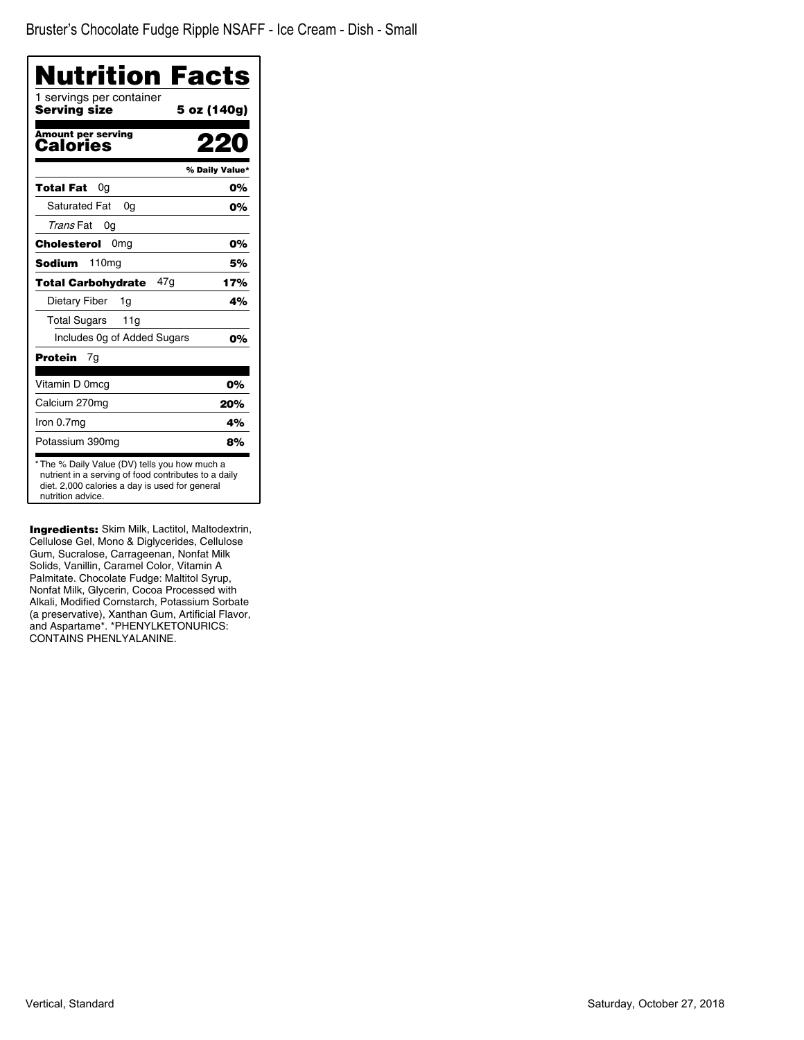Bruster's Chocolate Fudge Ripple NSAFF - Ice Cream - Dish - Small

# Nutrition Facts

1 servings per container

**Serving size** **5 oz (140g)**

**Amount per serving**

**Calories** **220**

| | % Daily Value* |
|---|---|
| **Total Fat** 0g | **0%** |
| Saturated Fat 0g | **0%** |
| *Trans* Fat 0g | |
| **Cholesterol** 0mg | **0%** |
| **Sodium** 110mg | **5%** |
| **Total Carbohydrate** 47g | **17%** |
| Dietary Fiber 1g | **4%** |
| Total Sugars 11g | |
| Includes 0g of Added Sugars | **0%** |
| **Protein** 7g | |
| Vitamin D 0mcg | **0%** |
| Calcium 270mg | **20%** |
| Iron 0.7mg | **4%** |
| Potassium 390mg | **8%** |

* The % Daily Value (DV) tells you how much a nutrient in a serving of food contributes to a daily diet. 2,000 calories a day is used for general nutrition advice.

**Ingredients:** Skim Milk, Lactitol, Maltodextrin, Cellulose Gel, Mono & Diglycerides, Cellulose Gum, Sucralose, Carrageenan, Nonfat Milk Solids, Vanillin, Caramel Color, Vitamin A Palmitate. Chocolate Fudge: Maltitol Syrup, Nonfat Milk, Glycerin, Cocoa Processed with Alkali, Modified Cornstarch, Potassium Sorbate (a preservative), Xanthan Gum, Artificial Flavor, and Aspartame*. *PHENYLKETONURICS: CONTAINS PHENLYALANINE.

Vertical, Standard

Saturday, October 27, 2018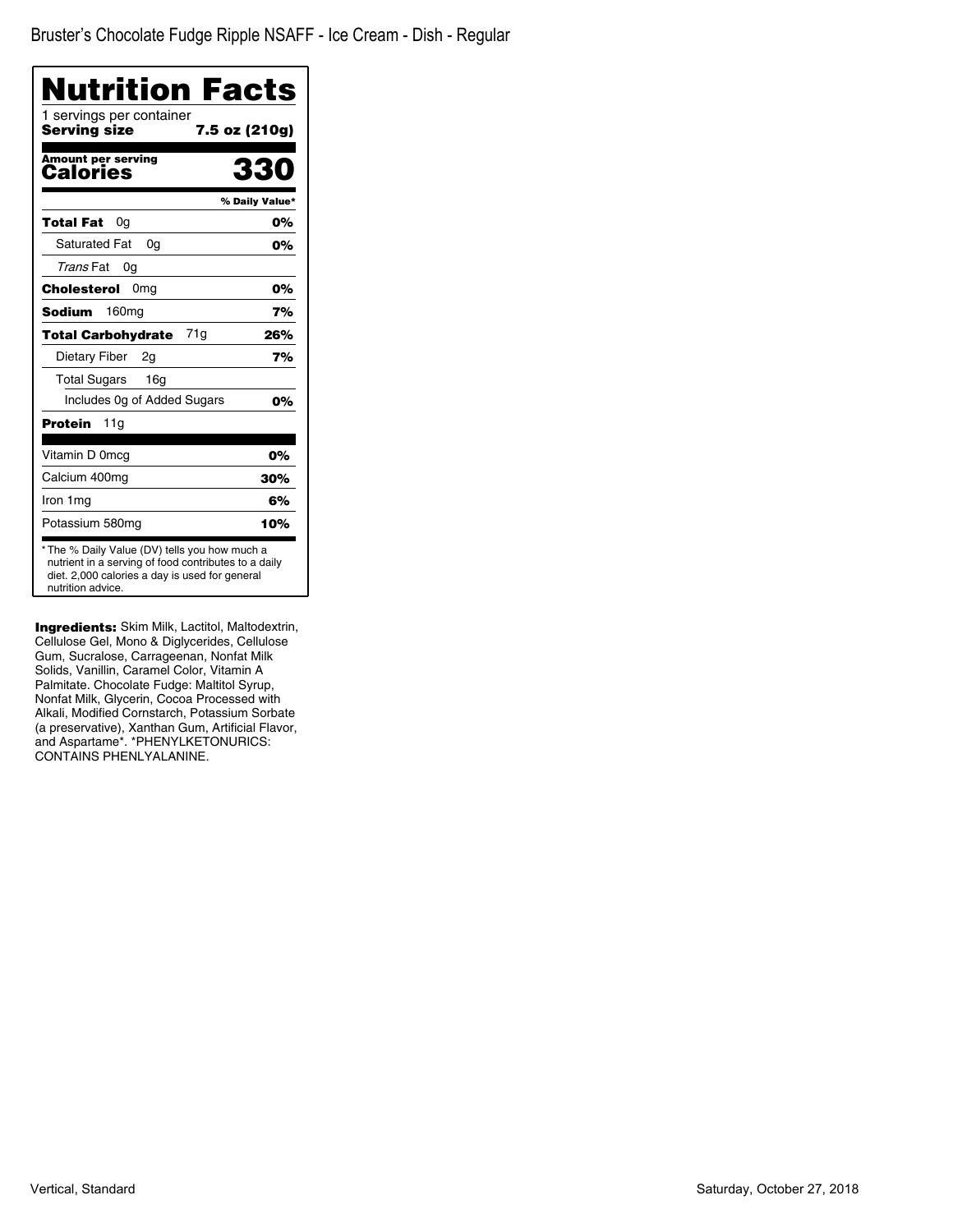Bruster's Chocolate Fudge Ripple NSAFF - Ice Cream - Dish - Regular

# Nutrition Facts

1 servings per container

**Serving size** **7.5 oz (210g)**

**Amount per serving**
**Calories** **330**

| | % Daily Value* |
|---|---|
| **Total Fat** 0g | **0%** |
| Saturated Fat 0g | **0%** |
| *Trans* Fat 0g | |
| **Cholesterol** 0mg | **0%** |
| **Sodium** 160mg | **7%** |
| **Total Carbohydrate** 71g | **26%** |
| Dietary Fiber 2g | **7%** |
| Total Sugars 16g | |
| Includes 0g of Added Sugars | **0%** |
| **Protein** 11g | |
| Vitamin D 0mcg | **0%** |
| Calcium 400mg | **30%** |
| Iron 1mg | **6%** |
| Potassium 580mg | **10%** |

* The % Daily Value (DV) tells you how much a nutrient in a serving of food contributes to a daily diet. 2,000 calories a day is used for general nutrition advice.

**Ingredients:** Skim Milk, Lactitol, Maltodextrin, Cellulose Gel, Mono & Diglycerides, Cellulose Gum, Sucralose, Carrageenan, Nonfat Milk Solids, Vanillin, Caramel Color, Vitamin A Palmitate. Chocolate Fudge: Maltitol Syrup, Nonfat Milk, Glycerin, Cocoa Processed with Alkali, Modified Cornstarch, Potassium Sorbate (a preservative), Xanthan Gum, Artificial Flavor, and Aspartame*. *PHENYLKETONURICS: CONTAINS PHENLYALANINE.

Vertical, Standard

Saturday, October 27, 2018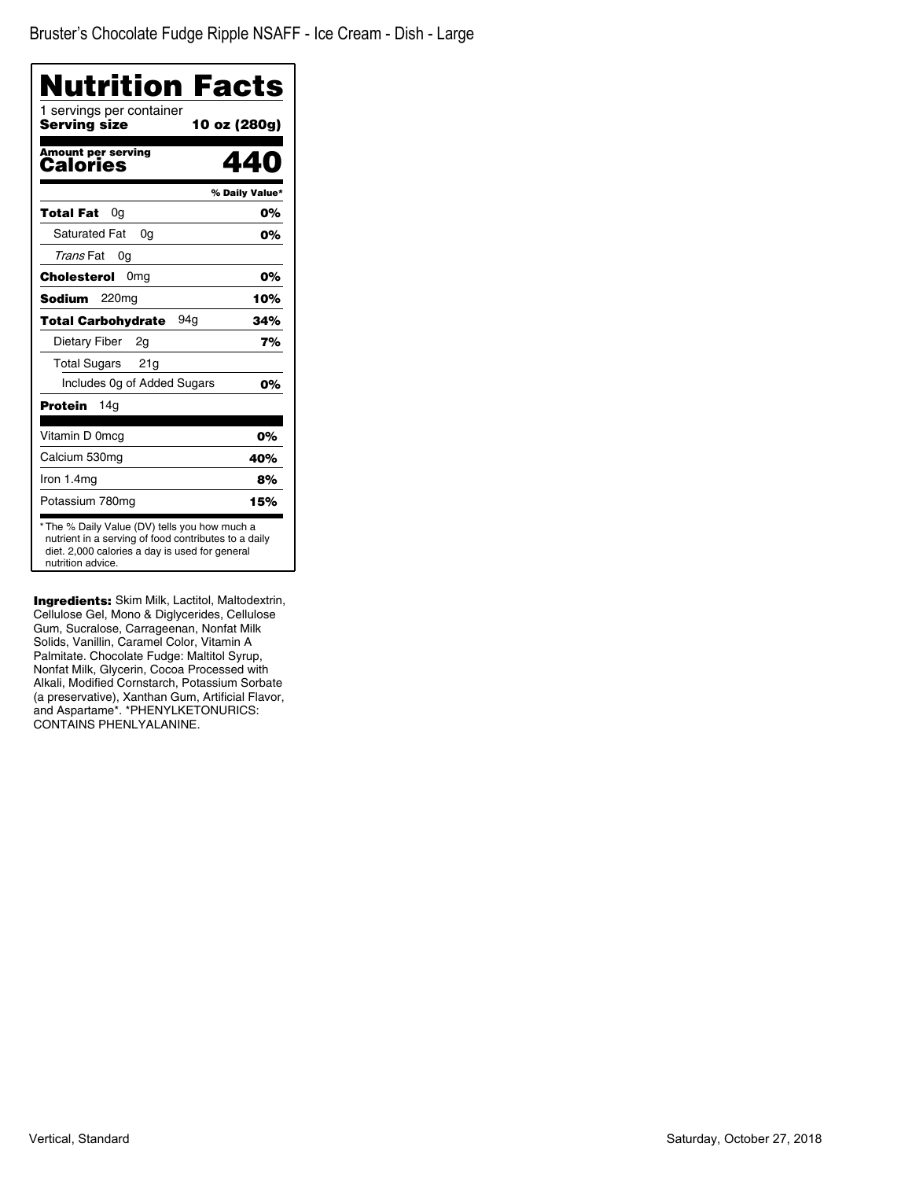Bruster's Chocolate Fudge Ripple NSAFF - Ice Cream - Dish - Large

# Nutrition Facts

1 servings per container

**Serving size** **10 oz (280g)**

**Amount per serving**

**Calories** **440**

| | % Daily Value* |
|---|---|
| **Total Fat** 0g | **0%** |
| Saturated Fat 0g | **0%** |
| *Trans* Fat 0g | |
| **Cholesterol** 0mg | **0%** |
| **Sodium** 220mg | **10%** |
| **Total Carbohydrate** 94g | **34%** |
| Dietary Fiber 2g | **7%** |
| Total Sugars 21g | |
| Includes 0g of Added Sugars | **0%** |
| **Protein** 14g | |
| Vitamin D 0mcg | **0%** |
| Calcium 530mg | **40%** |
| Iron 1.4mg | **8%** |
| Potassium 780mg | **15%** |

* The % Daily Value (DV) tells you how much a nutrient in a serving of food contributes to a daily diet. 2,000 calories a day is used for general nutrition advice.

**Ingredients:** Skim Milk, Lactitol, Maltodextrin, Cellulose Gel, Mono & Diglycerides, Cellulose Gum, Sucralose, Carrageenan, Nonfat Milk Solids, Vanillin, Caramel Color, Vitamin A Palmitate. Chocolate Fudge: Maltitol Syrup, Nonfat Milk, Glycerin, Cocoa Processed with Alkali, Modified Cornstarch, Potassium Sorbate (a preservative), Xanthan Gum, Artificial Flavor, and Aspartame*. *PHENYLKETONURICS: CONTAINS PHENLYALANINE.

Vertical, Standard

Saturday, October 27, 2018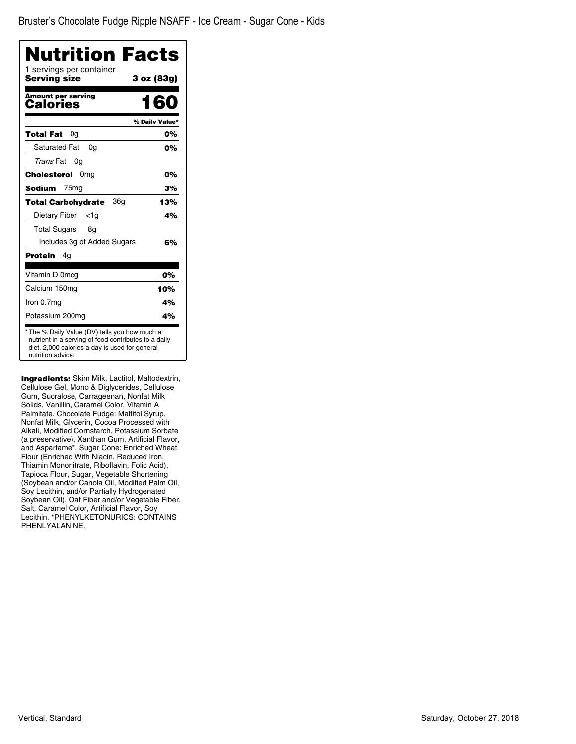Bruster's Chocolate Fudge Ripple NSAFF - Ice Cream - Sugar Cone - Kids

# Nutrition Facts

1 servings per container

**Serving size** **3 oz (83g)**

| **Amount per serving** | |
|---|---|
| **Calories** | **160** |
| | **% Daily Value*** |
| **Total Fat** 0g | **0%** |
| Saturated Fat 0g | **0%** |
| *Trans* Fat 0g | |
| **Cholesterol** 0mg | **0%** |
| **Sodium** 75mg | **3%** |
| **Total Carbohydrate** 36g | **13%** |
| Dietary Fiber <1g | **4%** |
| Total Sugars 8g | |
| Includes 3g of Added Sugars | **6%** |
| **Protein** 4g | |
| Vitamin D 0mcg | **0%** |
| Calcium 150mg | **10%** |
| Iron 0.7mg | **4%** |
| Potassium 200mg | **4%** |

* The % Daily Value (DV) tells you how much a nutrient in a serving of food contributes to a daily diet. 2,000 calories a day is used for general nutrition advice.

**Ingredients:** Skim Milk, Lactitol, Maltodextrin, Cellulose Gel, Mono & Diglycerides, Cellulose Gum, Sucralose, Carrageenan, Nonfat Milk Solids, Vanillin, Caramel Color, Vitamin A Palmitate. Chocolate Fudge: Maltitol Syrup, Nonfat Milk, Glycerin, Cocoa Processed with Alkali, Modified Cornstarch, Potassium Sorbate (a preservative), Xanthan Gum, Artificial Flavor, and Aspartame*. Sugar Cone: Enriched Wheat Flour (Enriched With Niacin, Reduced Iron, Thiamin Mononitrate, Riboflavin, Folic Acid), Tapioca Flour, Sugar, Vegetable Shortening (Soybean and/or Canola Oil, Modified Palm Oil, Soy Lecithin, and/or Partially Hydrogenated Soybean Oil), Oat Fiber and/or Vegetable Fiber, Salt, Caramel Color, Artificial Flavor, Soy Lecithin. *PHENYLKETONURICS: CONTAINS PHENLYALANINE.

Vertical, Standard

Saturday, October 27, 2018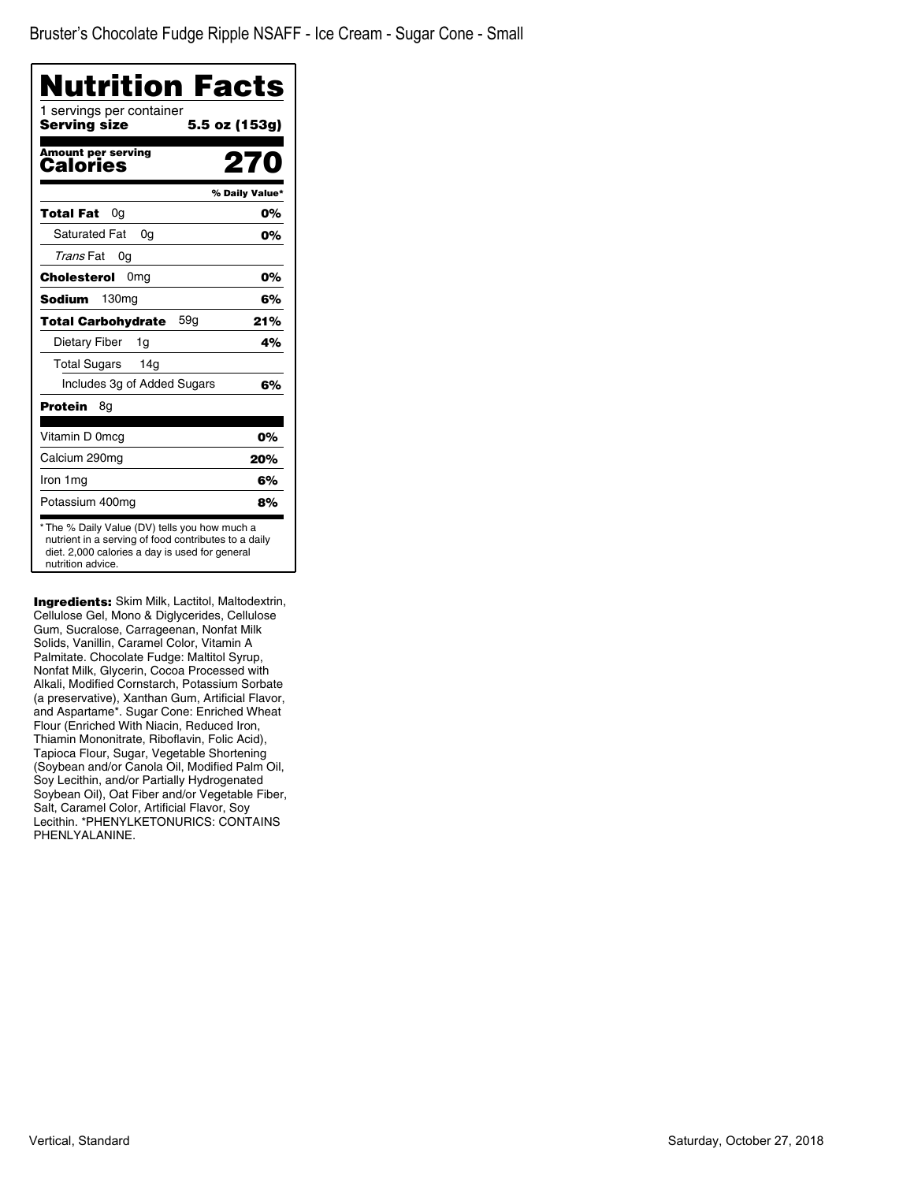Bruster's Chocolate Fudge Ripple NSAFF - Ice Cream - Sugar Cone - Small

# Nutrition Facts

1 servings per container

**Serving size** **5.5 oz (153g)**

**Amount per serving**
**Calories** **270**

| | % Daily Value* |
|---|---|
| **Total Fat** 0g | **0%** |
| Saturated Fat 0g | **0%** |
| *Trans* Fat 0g | |
| **Cholesterol** 0mg | **0%** |
| **Sodium** 130mg | **6%** |
| **Total Carbohydrate** 59g | **21%** |
| Dietary Fiber 1g | **4%** |
| Total Sugars 14g | |
| Includes 3g of Added Sugars | **6%** |
| **Protein** 8g | |
| Vitamin D 0mcg | **0%** |
| Calcium 290mg | **20%** |
| Iron 1mg | **6%** |
| Potassium 400mg | **8%** |

* The % Daily Value (DV) tells you how much a nutrient in a serving of food contributes to a daily diet. 2,000 calories a day is used for general nutrition advice.

**Ingredients:** Skim Milk, Lactitol, Maltodextrin, Cellulose Gel, Mono & Diglycerides, Cellulose Gum, Sucralose, Carrageenan, Nonfat Milk Solids, Vanillin, Caramel Color, Vitamin A Palmitate. Chocolate Fudge: Maltitol Syrup, Nonfat Milk, Glycerin, Cocoa Processed with Alkali, Modified Cornstarch, Potassium Sorbate (a preservative), Xanthan Gum, Artificial Flavor, and Aspartame*. Sugar Cone: Enriched Wheat Flour (Enriched With Niacin, Reduced Iron, Thiamin Mononitrate, Riboflavin, Folic Acid), Tapioca Flour, Sugar, Vegetable Shortening (Soybean and/or Canola Oil, Modified Palm Oil, Soy Lecithin, and/or Partially Hydrogenated Soybean Oil), Oat Fiber and/or Vegetable Fiber, Salt, Caramel Color, Artificial Flavor, Soy Lecithin. *PHENYLKETONURICS: CONTAINS PHENLYALANINE.

Vertical, Standard

Saturday, October 27, 2018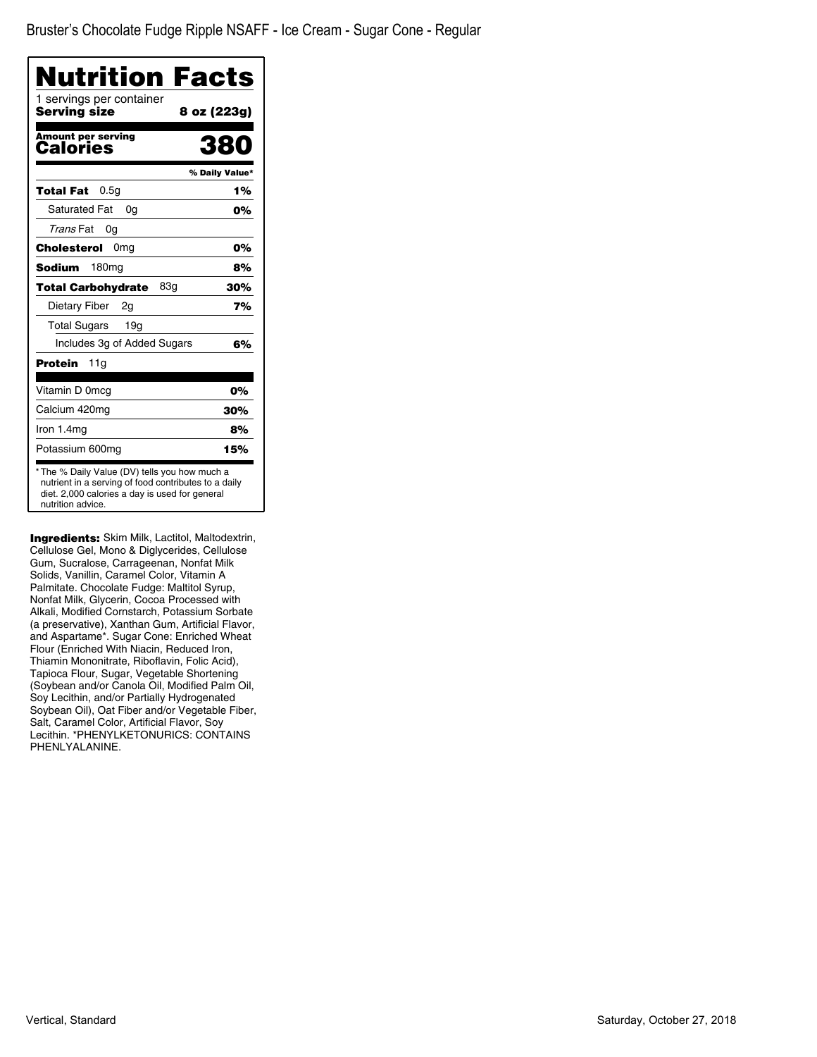# Bruster's Chocolate Fudge Ripple NSAFF - Ice Cream - Sugar Cone - Regular

## Nutrition Facts

1 servings per container

**Serving size** **8 oz (223g)**

**Amount per serving**

**Calories** **380**

| | % Daily Value* |
|---|---|
| **Total Fat** 0.5g | **1%** |
| Saturated Fat 0g | **0%** |
| *Trans* Fat 0g | |
| **Cholesterol** 0mg | **0%** |
| **Sodium** 180mg | **8%** |
| **Total Carbohydrate** 83g | **30%** |
| Dietary Fiber 2g | **7%** |
| Total Sugars 19g | |
| Includes 3g of Added Sugars | **6%** |
| **Protein** 11g | |
| Vitamin D 0mcg | **0%** |
| Calcium 420mg | **30%** |
| Iron 1.4mg | **8%** |
| Potassium 600mg | **15%** |

* The % Daily Value (DV) tells you how much a nutrient in a serving of food contributes to a daily diet. 2,000 calories a day is used for general nutrition advice.

**Ingredients:** Skim Milk, Lactitol, Maltodextrin, Cellulose Gel, Mono & Diglycerides, Cellulose Gum, Sucralose, Carrageenan, Nonfat Milk Solids, Vanillin, Caramel Color, Vitamin A Palmitate. Chocolate Fudge: Maltitol Syrup, Nonfat Milk, Glycerin, Cocoa Processed with Alkali, Modified Cornstarch, Potassium Sorbate (a preservative), Xanthan Gum, Artificial Flavor, and Aspartame*. Sugar Cone: Enriched Wheat Flour (Enriched With Niacin, Reduced Iron, Thiamin Mononitrate, Riboflavin, Folic Acid), Tapioca Flour, Sugar, Vegetable Shortening (Soybean and/or Canola Oil, Modified Palm Oil, Soy Lecithin, and/or Partially Hydrogenated Soybean Oil), Oat Fiber and/or Vegetable Fiber, Salt, Caramel Color, Artificial Flavor, Soy Lecithin. *PHENYLKETONURICS: CONTAINS PHENYLALANINE.

Vertical, Standard

Saturday, October 27, 2018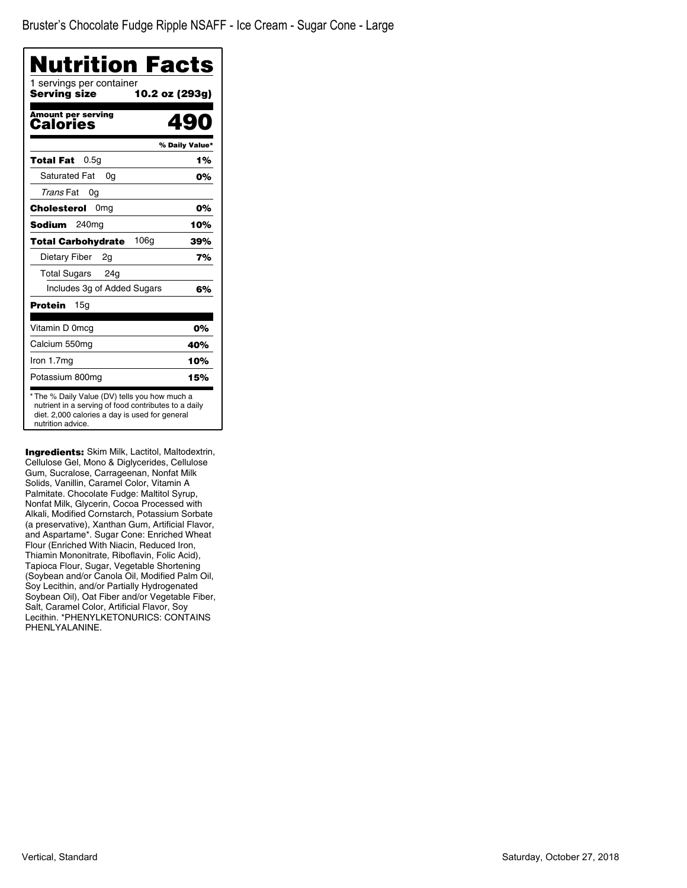Bruster's Chocolate Fudge Ripple NSAFF - Ice Cream - Sugar Cone - Large

# Nutrition Facts

1 servings per container

**Serving size** **10.2 oz (293g)**

**Amount per serving**
**Calories** **490**

| | % Daily Value* |
|---|---|
| **Total Fat** 0.5g | **1%** |
| Saturated Fat 0g | **0%** |
| *Trans* Fat 0g | |
| **Cholesterol** 0mg | **0%** |
| **Sodium** 240mg | **10%** |
| **Total Carbohydrate** 106g | **39%** |
| Dietary Fiber 2g | **7%** |
| Total Sugars 24g | |
| Includes 3g of Added Sugars | **6%** |
| **Protein** 15g | |
| Vitamin D 0mcg | **0%** |
| Calcium 550mg | **40%** |
| Iron 1.7mg | **10%** |
| Potassium 800mg | **15%** |

* The % Daily Value (DV) tells you how much a nutrient in a serving of food contributes to a daily diet. 2,000 calories a day is used for general nutrition advice.

**Ingredients:** Skim Milk, Lactitol, Maltodextrin, Cellulose Gel, Mono & Diglycerides, Cellulose Gum, Sucralose, Carrageenan, Nonfat Milk Solids, Vanillin, Caramel Color, Vitamin A Palmitate. Chocolate Fudge: Maltitol Syrup, Nonfat Milk, Glycerin, Cocoa Processed with Alkali, Modified Cornstarch, Potassium Sorbate (a preservative), Xanthan Gum, Artificial Flavor, and Aspartame*. Sugar Cone: Enriched Wheat Flour (Enriched With Niacin, Reduced Iron, Thiamin Mononitrate, Riboflavin, Folic Acid), Tapioca Flour, Sugar, Vegetable Shortening (Soybean and/or Canola Oil, Modified Palm Oil, Soy Lecithin, and/or Partially Hydrogenated Soybean Oil), Oat Fiber and/or Vegetable Fiber, Salt, Caramel Color, Artificial Flavor, Soy Lecithin. *PHENYLKETONURICS: CONTAINS PHENLYALANINE.

Vertical, Standard

Saturday, October 27, 2018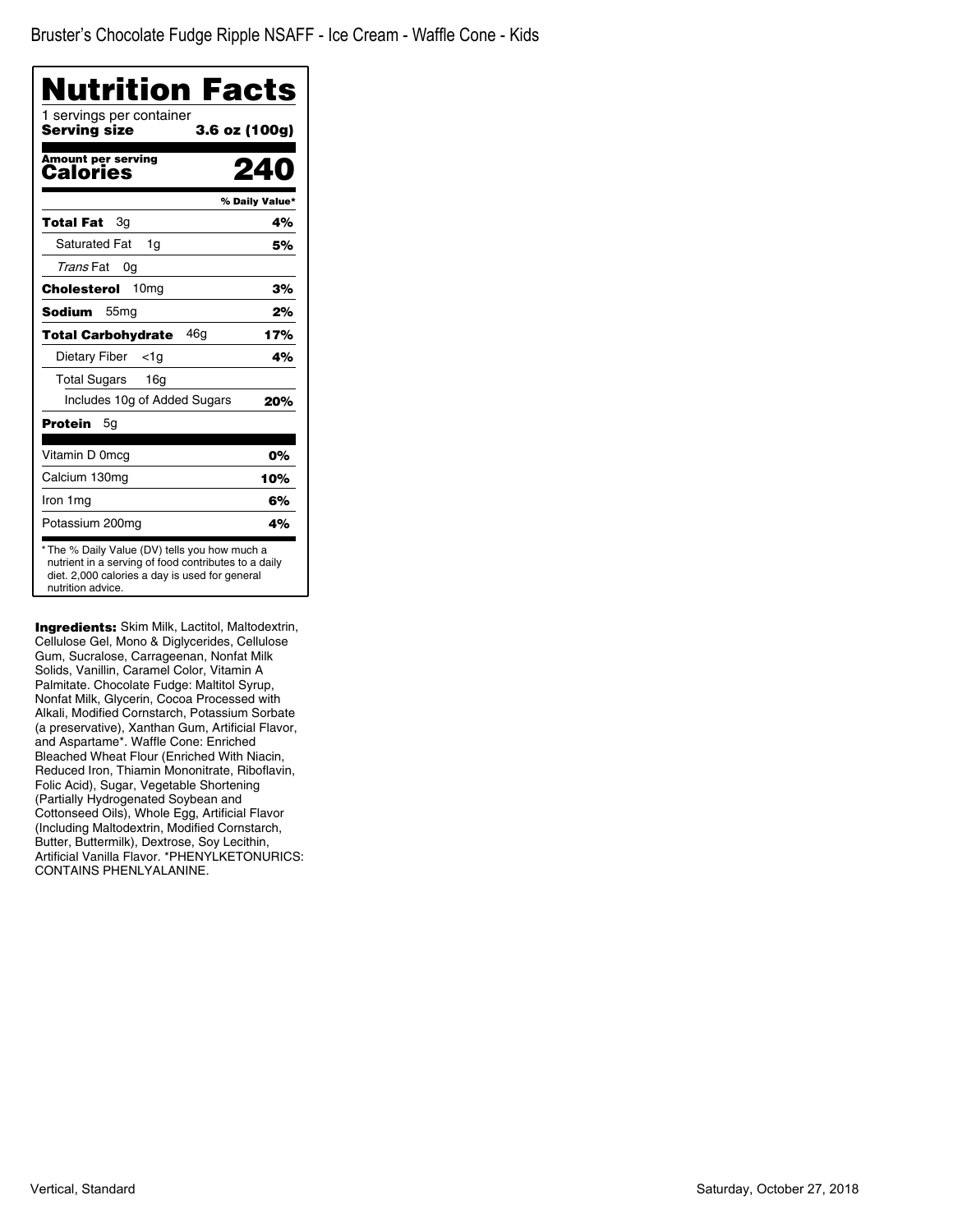Bruster's Chocolate Fudge Ripple NSAFF - Ice Cream - Waffle Cone - Kids

# Nutrition Facts

1 servings per container

**Serving size** **3.6 oz (100g)**

| **Amount per serving** **Calories** | **240** |
|---|---|
| | **% Daily Value*** |
| **Total Fat** 3g | **4%** |
| Saturated Fat 1g | **5%** |
| *Trans* Fat 0g | |
| **Cholesterol** 10mg | **3%** |
| **Sodium** 55mg | **2%** |
| **Total Carbohydrate** 46g | **17%** |
| Dietary Fiber <1g | **4%** |
| Total Sugars 16g | |
| Includes 10g of Added Sugars | **20%** |
| **Protein** 5g | |
| Vitamin D 0mcg | **0%** |
| Calcium 130mg | **10%** |
| Iron 1mg | **6%** |
| Potassium 200mg | **4%** |

* The % Daily Value (DV) tells you how much a nutrient in a serving of food contributes to a daily diet. 2,000 calories a day is used for general nutrition advice.

**Ingredients:** Skim Milk, Lactitol, Maltodextrin, Cellulose Gel, Mono & Diglycerides, Cellulose Gum, Sucralose, Carrageenan, Nonfat Milk Solids, Vanillin, Caramel Color, Vitamin A Palmitate. Chocolate Fudge: Maltitol Syrup, Nonfat Milk, Glycerin, Cocoa Processed with Alkali, Modified Cornstarch, Potassium Sorbate (a preservative), Xanthan Gum, Artificial Flavor, and Aspartame*. Waffle Cone: Enriched Bleached Wheat Flour (Enriched With Niacin, Reduced Iron, Thiamin Mononitrate, Riboflavin, Folic Acid), Sugar, Vegetable Shortening (Partially Hydrogenated Soybean and Cottonseed Oils), Whole Egg, Artificial Flavor (Including Maltodextrin, Modified Cornstarch, Butter, Buttermilk), Dextrose, Soy Lecithin, Artificial Vanilla Flavor. *PHENYLKETONURICS: CONTAINS PHENLYALANINE.

Vertical, Standard

Saturday, October 27, 2018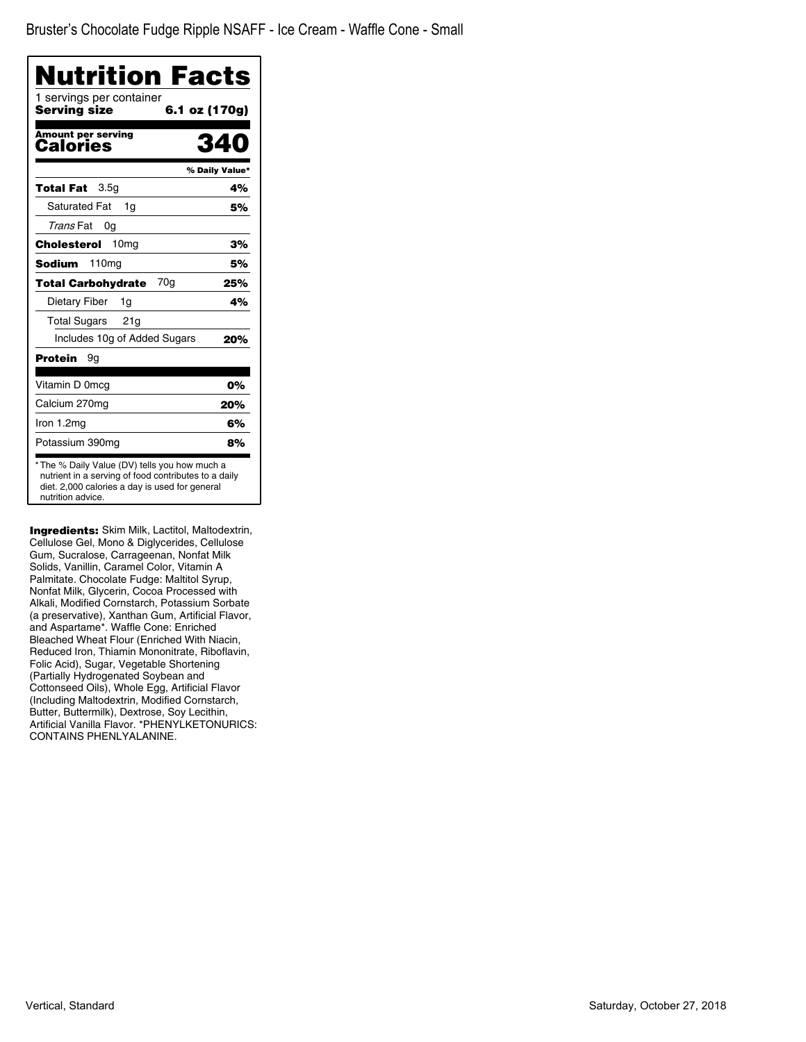Bruster's Chocolate Fudge Ripple NSAFF - Ice Cream - Waffle Cone - Small

# Nutrition Facts

1 servings per container

**Serving size** **6.1 oz (170g)**

**Amount per serving**

**Calories** **340**

| | % Daily Value* |
|---|---|
| **Total Fat** 3.5g | **4%** |
| Saturated Fat 1g | **5%** |
| *Trans* Fat 0g | |
| **Cholesterol** 10mg | **3%** |
| **Sodium** 110mg | **5%** |
| **Total Carbohydrate** 70g | **25%** |
| Dietary Fiber 1g | **4%** |
| Total Sugars 21g | |
| Includes 10g of Added Sugars | **20%** |
| **Protein** 9g | |
| Vitamin D 0mcg | **0%** |
| Calcium 270mg | **20%** |
| Iron 1.2mg | **6%** |
| Potassium 390mg | **8%** |

* The % Daily Value (DV) tells you how much a nutrient in a serving of food contributes to a daily diet. 2,000 calories a day is used for general nutrition advice.

**Ingredients:** Skim Milk, Lactitol, Maltodextrin, Cellulose Gel, Mono & Diglycerides, Cellulose Gum, Sucralose, Carrageenan, Nonfat Milk Solids, Vanillin, Caramel Color, Vitamin A Palmitate. Chocolate Fudge: Maltitol Syrup, Nonfat Milk, Glycerin, Cocoa Processed with Alkali, Modified Cornstarch, Potassium Sorbate (a preservative), Xanthan Gum, Artificial Flavor, and Aspartame*. Waffle Cone: Enriched Bleached Wheat Flour (Enriched With Niacin, Reduced Iron, Thiamin Mononitrate, Riboflavin, Folic Acid), Sugar, Vegetable Shortening (Partially Hydrogenated Soybean and Cottonseed Oils), Whole Egg, Artificial Flavor (Including Maltodextrin, Modified Cornstarch, Butter, Buttermilk), Dextrose, Soy Lecithin, Artificial Vanilla Flavor. *PHENYLKETONURICS: CONTAINS PHENLYALANINE.

Vertical, Standard

Saturday, October 27, 2018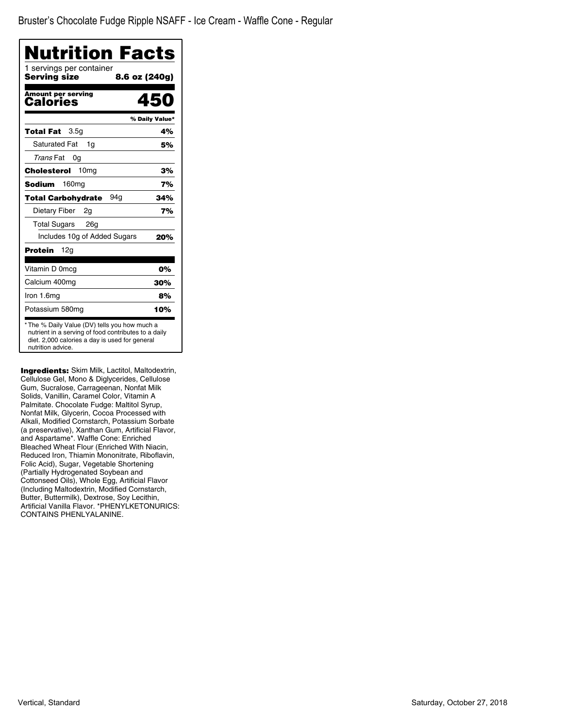# Bruster's Chocolate Fudge Ripple NSAFF - Ice Cream - Waffle Cone - Regular

## Nutrition Facts

1 servings per container

**Serving size** **8.6 oz (240g)**

**Amount per serving**

**Calories** **450**

| | % Daily Value* |
|---|---|
| **Total Fat** 3.5g | **4%** |
| Saturated Fat 1g | **5%** |
| *Trans* Fat 0g | |
| **Cholesterol** 10mg | **3%** |
| **Sodium** 160mg | **7%** |
| **Total Carbohydrate** 94g | **34%** |
| Dietary Fiber 2g | **7%** |
| Total Sugars 26g | |
| Includes 10g of Added Sugars | **20%** |
| **Protein** 12g | |
| Vitamin D 0mcg | **0%** |
| Calcium 400mg | **30%** |
| Iron 1.6mg | **8%** |
| Potassium 580mg | **10%** |

* The % Daily Value (DV) tells you how much a nutrient in a serving of food contributes to a daily diet. 2,000 calories a day is used for general nutrition advice.

**Ingredients:** Skim Milk, Lactitol, Maltodextrin, Cellulose Gel, Mono & Diglycerides, Cellulose Gum, Sucralose, Carrageenan, Nonfat Milk Solids, Vanillin, Caramel Color, Vitamin A Palmitate. Chocolate Fudge: Maltitol Syrup, Nonfat Milk, Glycerin, Cocoa Processed with Alkali, Modified Cornstarch, Potassium Sorbate (a preservative), Xanthan Gum, Artificial Flavor, and Aspartame*. Waffle Cone: Enriched Bleached Wheat Flour (Enriched With Niacin, Reduced Iron, Thiamin Mononitrate, Riboflavin, Folic Acid), Sugar, Vegetable Shortening (Partially Hydrogenated Soybean and Cottonseed Oils), Whole Egg, Artificial Flavor (Including Maltodextrin, Modified Cornstarch, Butter, Buttermilk), Dextrose, Soy Lecithin, Artificial Vanilla Flavor. *PHENYLKETONURICS: CONTAINS PHENLYALANINE.

Vertical, Standard

Saturday, October 27, 2018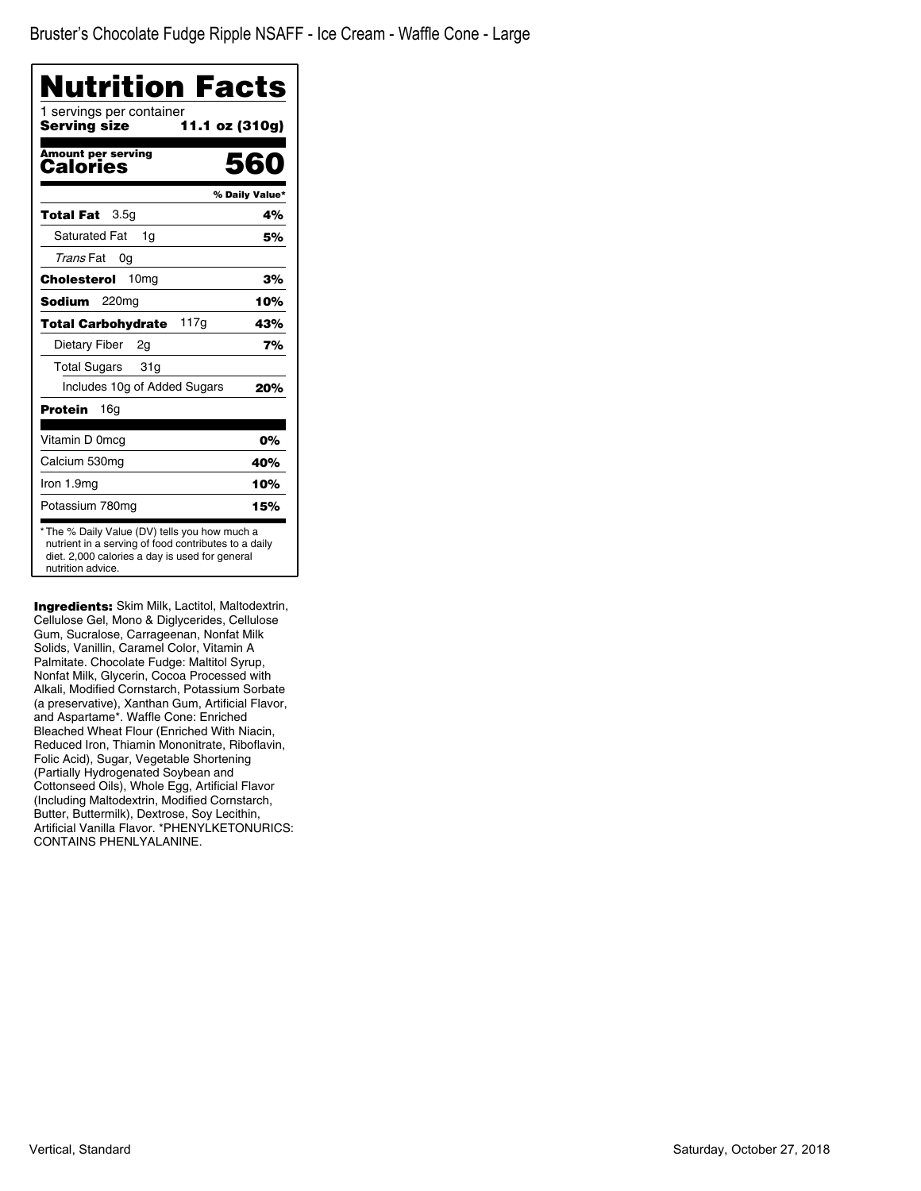Bruster's Chocolate Fudge Ripple NSAFF - Ice Cream - Waffle Cone - Large

# Nutrition Facts

1 servings per container

**Serving size** **11.1 oz (310g)**

**Amount per serving**
**Calories** **560**

| | % Daily Value* |
|---|---|
| **Total Fat** 3.5g | **4%** |
| Saturated Fat 1g | **5%** |
| *Trans* Fat 0g | |
| **Cholesterol** 10mg | **3%** |
| **Sodium** 220mg | **10%** |
| **Total Carbohydrate** 117g | **43%** |
| Dietary Fiber 2g | **7%** |
| Total Sugars 31g | |
| Includes 10g of Added Sugars | **20%** |
| **Protein** 16g | |
| Vitamin D 0mcg | **0%** |
| Calcium 530mg | **40%** |
| Iron 1.9mg | **10%** |
| Potassium 780mg | **15%** |

* The % Daily Value (DV) tells you how much a nutrient in a serving of food contributes to a daily diet. 2,000 calories a day is used for general nutrition advice.

**Ingredients:** Skim Milk, Lactitol, Maltodextrin, Cellulose Gel, Mono & Diglycerides, Cellulose Gum, Sucralose, Carrageenan, Nonfat Milk Solids, Vanillin, Caramel Color, Vitamin A Palmitate. Chocolate Fudge: Maltitol Syrup, Nonfat Milk, Glycerin, Cocoa Processed with Alkali, Modified Cornstarch, Potassium Sorbate (a preservative), Xanthan Gum, Artificial Flavor, and Aspartame*. Waffle Cone: Enriched Bleached Wheat Flour (Enriched With Niacin, Reduced Iron, Thiamin Mononitrate, Riboflavin, Folic Acid), Sugar, Vegetable Shortening (Partially Hydrogenated Soybean and Cottonseed Oils), Whole Egg, Artificial Flavor (Including Maltodextrin, Modified Cornstarch, Butter, Buttermilk), Dextrose, Soy Lecithin, Artificial Vanilla Flavor. *PHENYLKETONURICS: CONTAINS PHENLYALANINE.

Vertical, Standard

Saturday, October 27, 2018